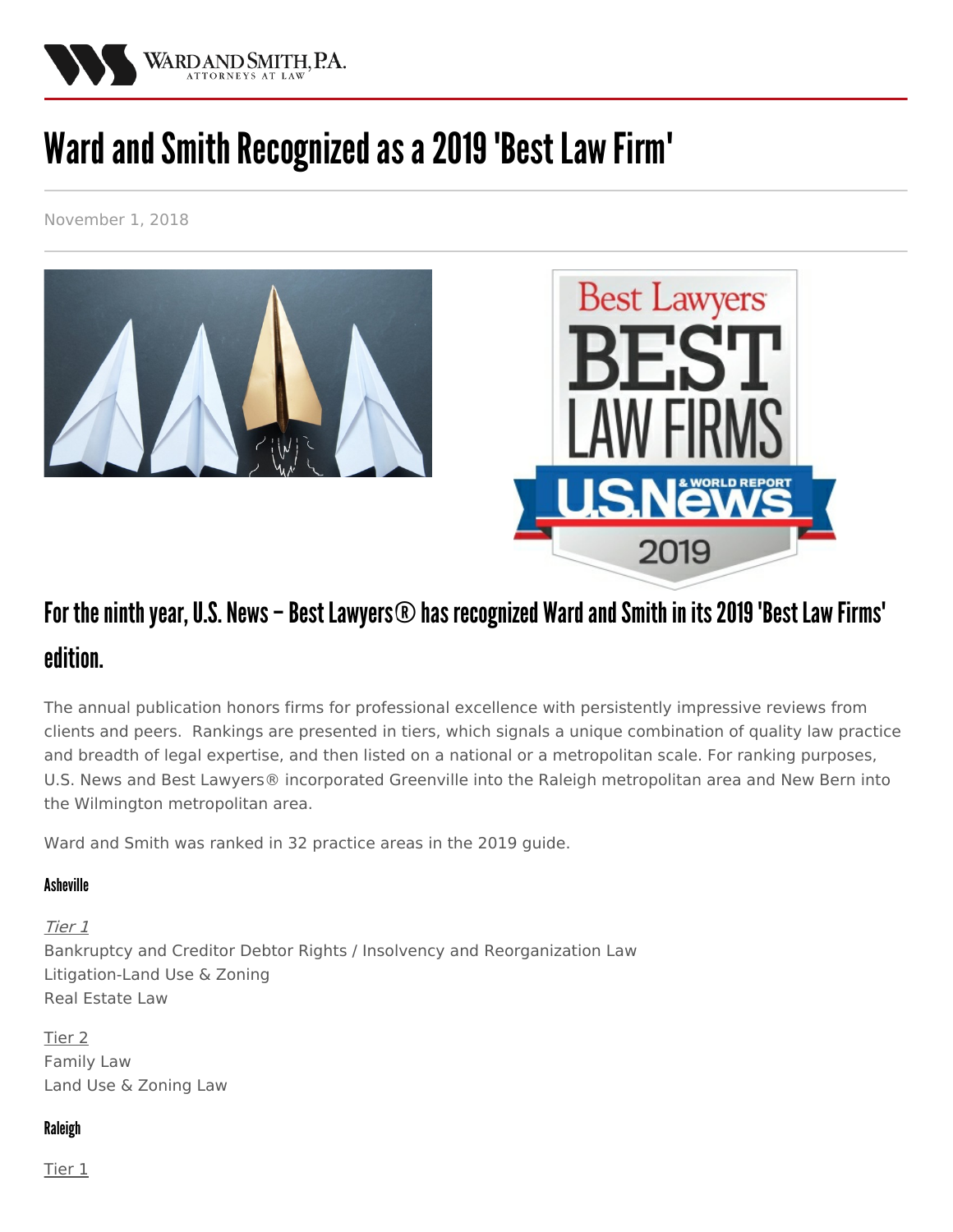# Ward and Smith Recognized as a 2019 'Best Law Firm'

November 1, 2018

## For the ninth year, U.S. News – Best Lawyers® has recognized Ward and Smith in its 2019 'Best Law Firms' edition.

The annual publication honors firms for professional excellence with persistently impressive reviews from clients and peers. Rankings are presented in tiers, which signals a unique combination of quality law practice and breadth of legal expertise, and then listed on a national or a metropolitan scale. For ranking purposes, U.S. News and Best Lawyers® incorporated Greenville into the Raleigh metropolitan area and New Bern into the Wilmington metropolitan area.

Ward and Smith was ranked in 32 practice areas in the 2019 guide.

### Asheville

*Tier 1*
Bankruptcy and Creditor Debtor Rights / Insolvency and Reorganization Law
Litigation-Land Use & Zoning
Real Estate Law

Tier 2
Family Law
Land Use & Zoning Law

### Raleigh

Tier 1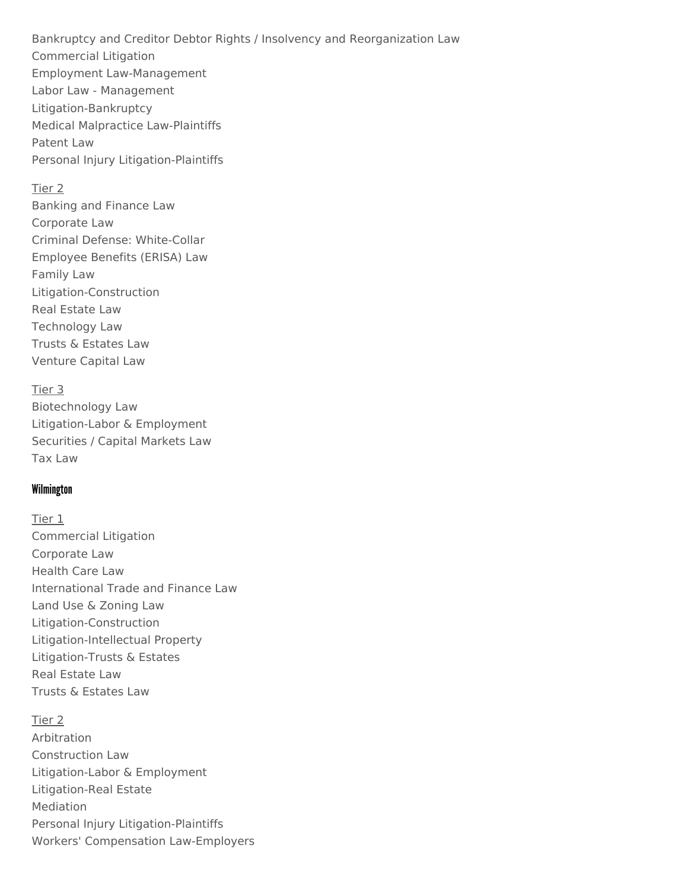Bankruptcy and Creditor Debtor Rights / Insolvency and Reorganization Law
Commercial Litigation
Employment Law-Management
Labor Law - Management
Litigation-Bankruptcy
Medical Malpractice Law-Plaintiffs
Patent Law
Personal Injury Litigation-Plaintiffs

Tier 2

Banking and Finance Law
Corporate Law
Criminal Defense: White-Collar
Employee Benefits (ERISA) Law
Family Law
Litigation-Construction
Real Estate Law
Technology Law
Trusts & Estates Law
Venture Capital Law

Tier 3

Biotechnology Law
Litigation-Labor & Employment
Securities / Capital Markets Law
Tax Law

### Wilmington

Tier 1

Commercial Litigation
Corporate Law
Health Care Law
International Trade and Finance Law
Land Use & Zoning Law
Litigation-Construction
Litigation-Intellectual Property
Litigation-Trusts & Estates
Real Estate Law
Trusts & Estates Law

Tier 2

Arbitration
Construction Law
Litigation-Labor & Employment
Litigation-Real Estate
Mediation
Personal Injury Litigation-Plaintiffs
Workers' Compensation Law-Employers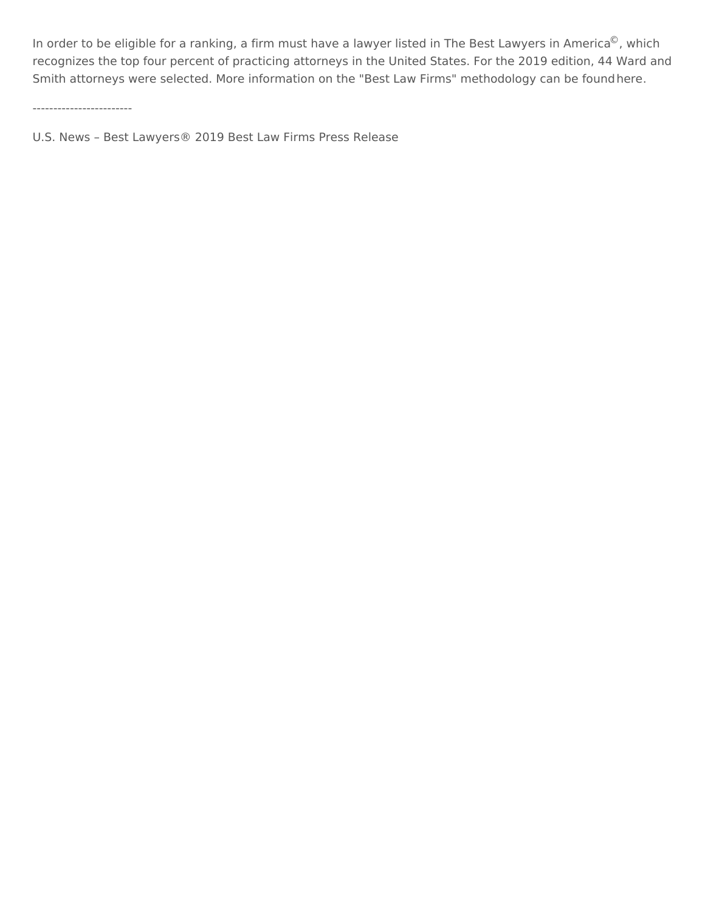In order to be eligible for a ranking, a firm must have a lawyer listed in The Best Lawyers in America©, which recognizes the top four percent of practicing attorneys in the United States. For the 2019 edition, 44 Ward and Smith attorneys were selected. More information on the "Best Law Firms" methodology can be found here.

------------------------

U.S. News – Best Lawyers® 2019 Best Law Firms Press Release